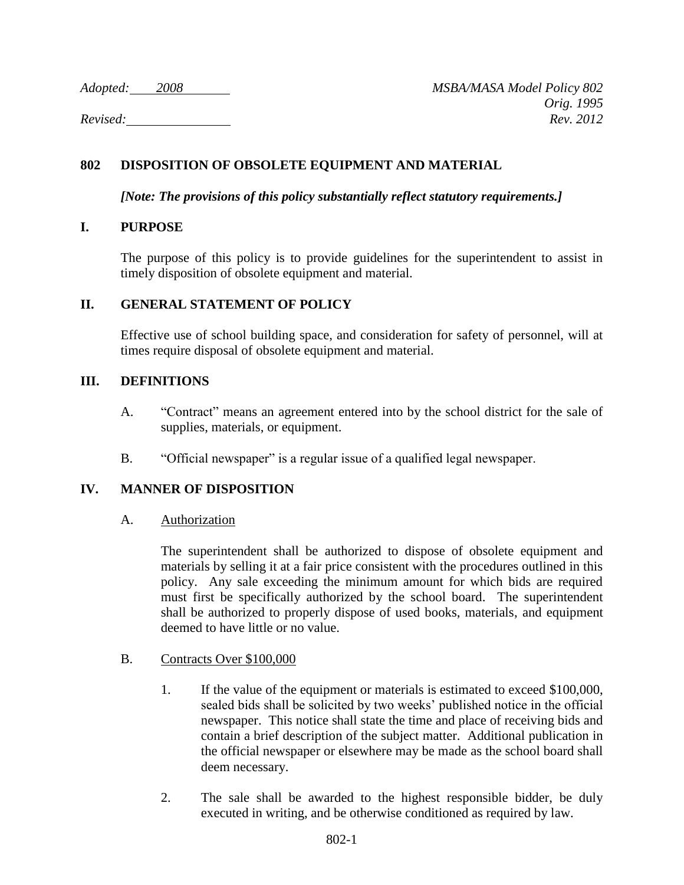Adopted: 2008 MSBA/MASA Model Policy 802

Orig. 1995

Revised: Rev. 2012

# 802 DISPOSITION OF OBSOLETE EQUIPMENT AND MATERIAL

***[Note: The provisions of this policy substantially reflect statutory requirements.]***

## I. PURPOSE

The purpose of this policy is to provide guidelines for the superintendent to assist in timely disposition of obsolete equipment and material.

## II. GENERAL STATEMENT OF POLICY

Effective use of school building space, and consideration for safety of personnel, will at times require disposal of obsolete equipment and material.

## III. DEFINITIONS

A. "Contract" means an agreement entered into by the school district for the sale of supplies, materials, or equipment.

B. "Official newspaper" is a regular issue of a qualified legal newspaper.

## IV. MANNER OF DISPOSITION

### A. Authorization

The superintendent shall be authorized to dispose of obsolete equipment and materials by selling it at a fair price consistent with the procedures outlined in this policy. Any sale exceeding the minimum amount for which bids are required must first be specifically authorized by the school board. The superintendent shall be authorized to properly dispose of used books, materials, and equipment deemed to have little or no value.

### B. Contracts Over $100,000

1. If the value of the equipment or materials is estimated to exceed $100,000, sealed bids shall be solicited by two weeks' published notice in the official newspaper. This notice shall state the time and place of receiving bids and contain a brief description of the subject matter. Additional publication in the official newspaper or elsewhere may be made as the school board shall deem necessary.

2. The sale shall be awarded to the highest responsible bidder, be duly executed in writing, and be otherwise conditioned as required by law.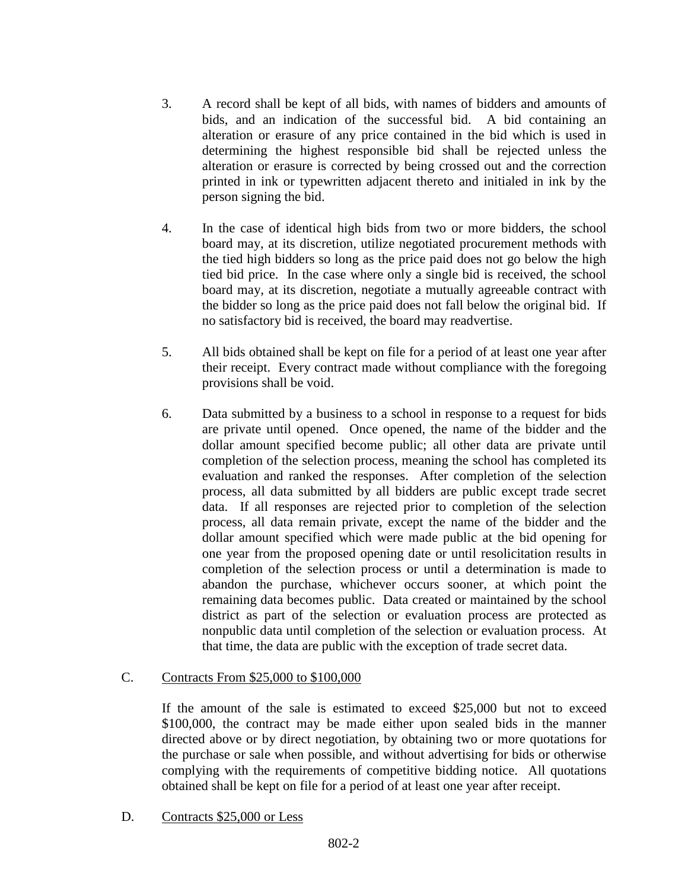3. A record shall be kept of all bids, with names of bidders and amounts of bids, and an indication of the successful bid. A bid containing an alteration or erasure of any price contained in the bid which is used in determining the highest responsible bid shall be rejected unless the alteration or erasure is corrected by being crossed out and the correction printed in ink or typewritten adjacent thereto and initialed in ink by the person signing the bid.

4. In the case of identical high bids from two or more bidders, the school board may, at its discretion, utilize negotiated procurement methods with the tied high bidders so long as the price paid does not go below the high tied bid price. In the case where only a single bid is received, the school board may, at its discretion, negotiate a mutually agreeable contract with the bidder so long as the price paid does not fall below the original bid. If no satisfactory bid is received, the board may readvertise.

5. All bids obtained shall be kept on file for a period of at least one year after their receipt. Every contract made without compliance with the foregoing provisions shall be void.

6. Data submitted by a business to a school in response to a request for bids are private until opened. Once opened, the name of the bidder and the dollar amount specified become public; all other data are private until completion of the selection process, meaning the school has completed its evaluation and ranked the responses. After completion of the selection process, all data submitted by all bidders are public except trade secret data. If all responses are rejected prior to completion of the selection process, all data remain private, except the name of the bidder and the dollar amount specified which were made public at the bid opening for one year from the proposed opening date or until resolicitation results in completion of the selection process or until a determination is made to abandon the purchase, whichever occurs sooner, at which point the remaining data becomes public. Data created or maintained by the school district as part of the selection or evaluation process are protected as nonpublic data until completion of the selection or evaluation process. At that time, the data are public with the exception of trade secret data.

C. Contracts From $25,000 to $100,000

If the amount of the sale is estimated to exceed $25,000 but not to exceed $100,000, the contract may be made either upon sealed bids in the manner directed above or by direct negotiation, by obtaining two or more quotations for the purchase or sale when possible, and without advertising for bids or otherwise complying with the requirements of competitive bidding notice. All quotations obtained shall be kept on file for a period of at least one year after receipt.

D. Contracts $25,000 or Less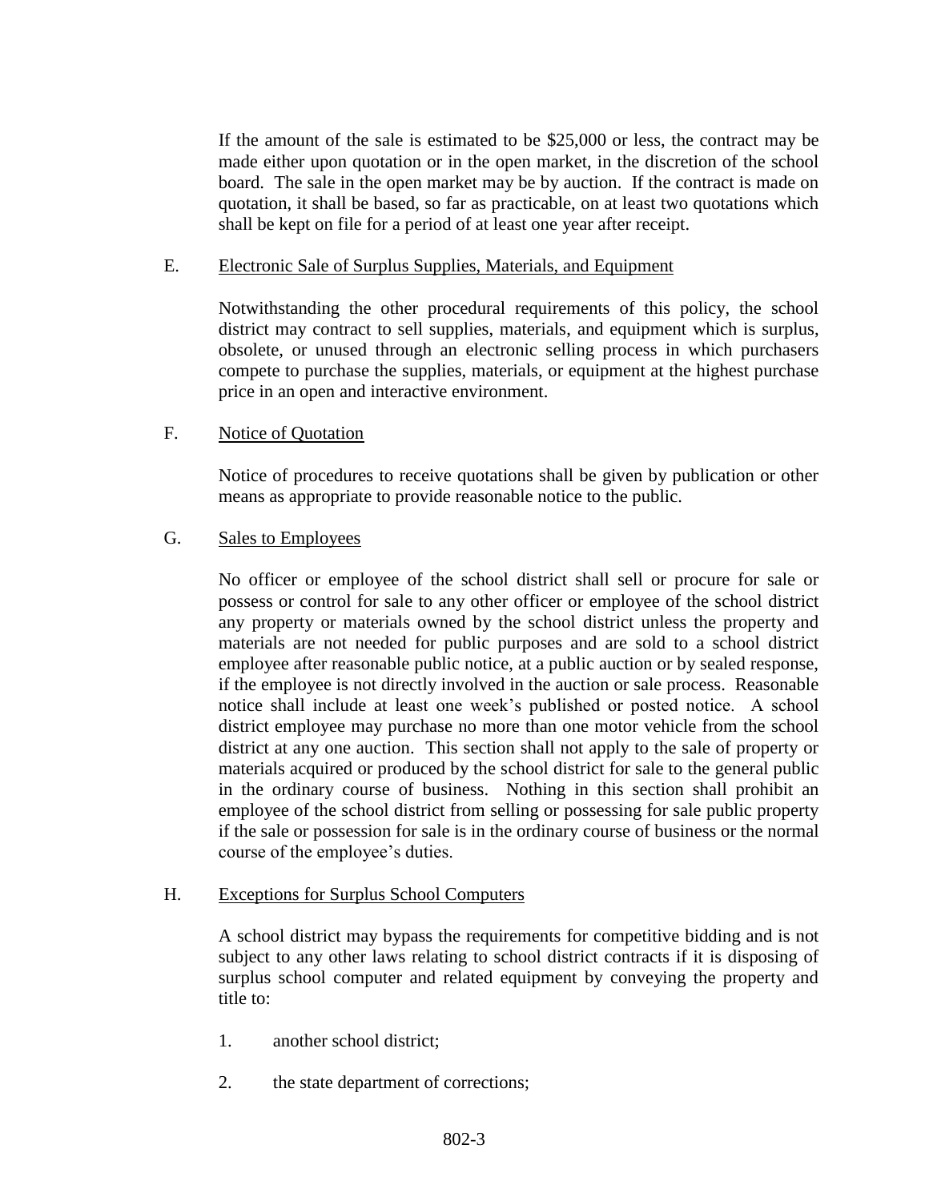If the amount of the sale is estimated to be $25,000 or less, the contract may be made either upon quotation or in the open market, in the discretion of the school board. The sale in the open market may be by auction. If the contract is made on quotation, it shall be based, so far as practicable, on at least two quotations which shall be kept on file for a period of at least one year after receipt.

E. Electronic Sale of Surplus Supplies, Materials, and Equipment

Notwithstanding the other procedural requirements of this policy, the school district may contract to sell supplies, materials, and equipment which is surplus, obsolete, or unused through an electronic selling process in which purchasers compete to purchase the supplies, materials, or equipment at the highest purchase price in an open and interactive environment.

F. Notice of Quotation

Notice of procedures to receive quotations shall be given by publication or other means as appropriate to provide reasonable notice to the public.

G. Sales to Employees

No officer or employee of the school district shall sell or procure for sale or possess or control for sale to any other officer or employee of the school district any property or materials owned by the school district unless the property and materials are not needed for public purposes and are sold to a school district employee after reasonable public notice, at a public auction or by sealed response, if the employee is not directly involved in the auction or sale process. Reasonable notice shall include at least one week's published or posted notice. A school district employee may purchase no more than one motor vehicle from the school district at any one auction. This section shall not apply to the sale of property or materials acquired or produced by the school district for sale to the general public in the ordinary course of business. Nothing in this section shall prohibit an employee of the school district from selling or possessing for sale public property if the sale or possession for sale is in the ordinary course of business or the normal course of the employee's duties.

H. Exceptions for Surplus School Computers

A school district may bypass the requirements for competitive bidding and is not subject to any other laws relating to school district contracts if it is disposing of surplus school computer and related equipment by conveying the property and title to:

1. another school district;
2. the state department of corrections;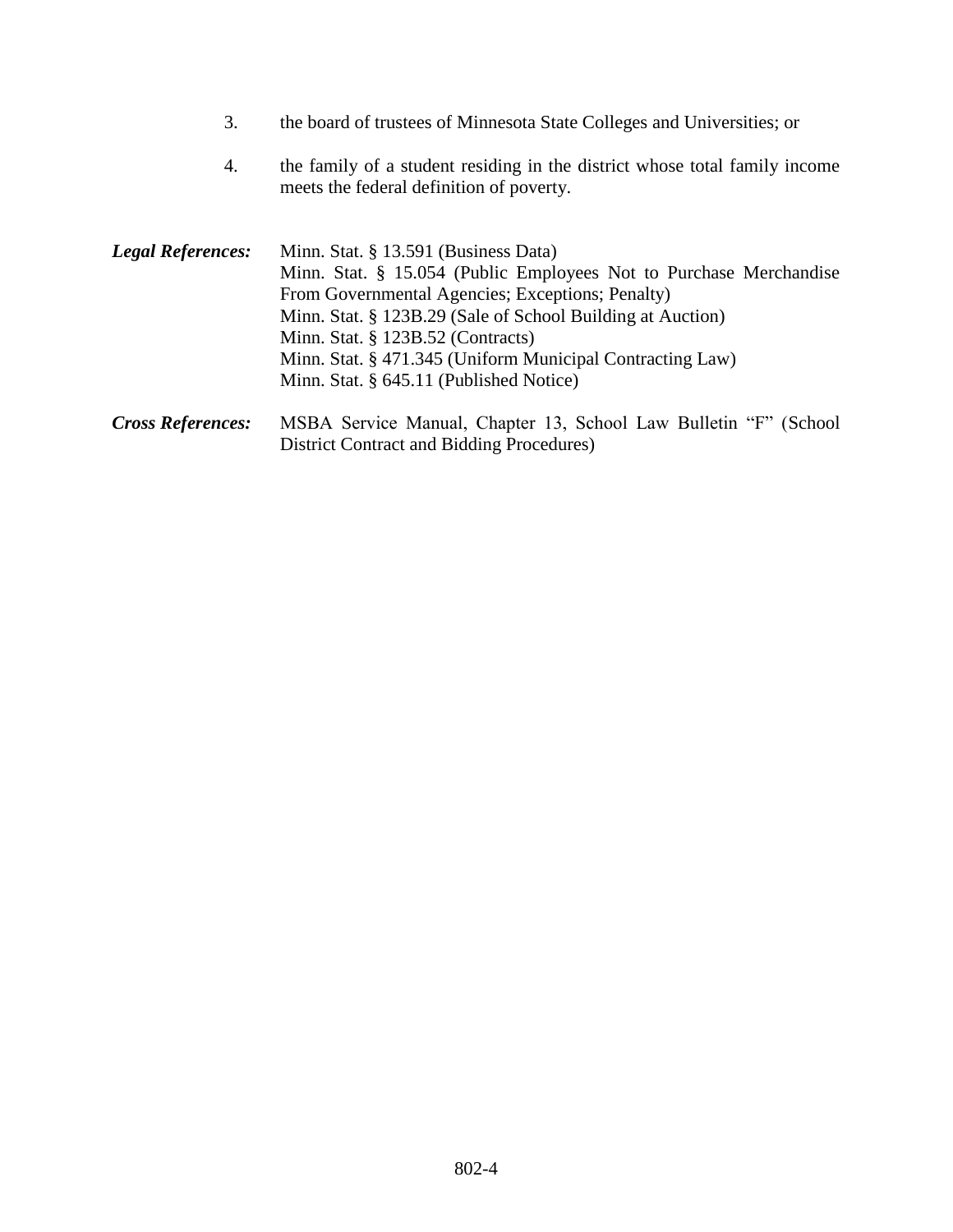3. the board of trustees of Minnesota State Colleges and Universities; or

4. the family of a student residing in the district whose total family income meets the federal definition of poverty.

***Legal References:***
Minn. Stat. § 13.591 (Business Data)
Minn. Stat. § 15.054 (Public Employees Not to Purchase Merchandise From Governmental Agencies; Exceptions; Penalty)
Minn. Stat. § 123B.29 (Sale of School Building at Auction)
Minn. Stat. § 123B.52 (Contracts)
Minn. Stat. § 471.345 (Uniform Municipal Contracting Law)
Minn. Stat. § 645.11 (Published Notice)

***Cross References:***
MSBA Service Manual, Chapter 13, School Law Bulletin "F" (School District Contract and Bidding Procedures)